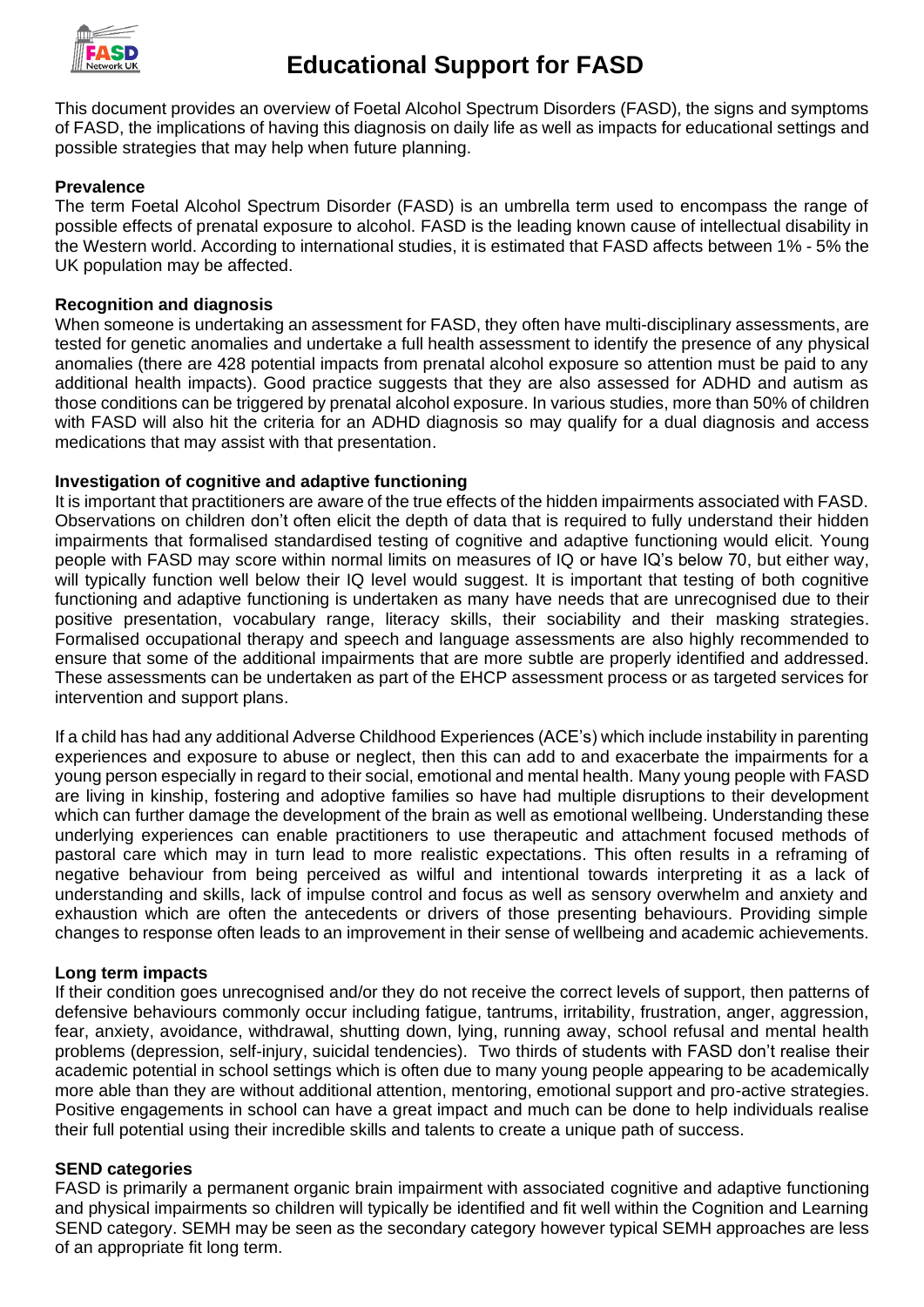# Educational Support for FASD

This document provides an overview of Foetal Alcohol Spectrum Disorders (FASD), the signs and symptoms of FASD, the implications of having this diagnosis on daily life as well as impacts for educational settings and possible strategies that may help when future planning.

**Prevalence**

The term Foetal Alcohol Spectrum Disorder (FASD) is an umbrella term used to encompass the range of possible effects of prenatal exposure to alcohol. FASD is the leading known cause of intellectual disability in the Western world. According to international studies, it is estimated that FASD affects between 1% - 5% the UK population may be affected.

**Recognition and diagnosis**

When someone is undertaking an assessment for FASD, they often have multi-disciplinary assessments, are tested for genetic anomalies and undertake a full health assessment to identify the presence of any physical anomalies (there are 428 potential impacts from prenatal alcohol exposure so attention must be paid to any additional health impacts). Good practice suggests that they are also assessed for ADHD and autism as those conditions can be triggered by prenatal alcohol exposure. In various studies, more than 50% of children with FASD will also hit the criteria for an ADHD diagnosis so may qualify for a dual diagnosis and access medications that may assist with that presentation.

**Investigation of cognitive and adaptive functioning**

It is important that practitioners are aware of the true effects of the hidden impairments associated with FASD. Observations on children don't often elicit the depth of data that is required to fully understand their hidden impairments that formalised standardised testing of cognitive and adaptive functioning would elicit. Young people with FASD may score within normal limits on measures of IQ or have IQ's below 70, but either way, will typically function well below their IQ level would suggest. It is important that testing of both cognitive functioning and adaptive functioning is undertaken as many have needs that are unrecognised due to their positive presentation, vocabulary range, literacy skills, their sociability and their masking strategies. Formalised occupational therapy and speech and language assessments are also highly recommended to ensure that some of the additional impairments that are more subtle are properly identified and addressed. These assessments can be undertaken as part of the EHCP assessment process or as targeted services for intervention and support plans.

If a child has had any additional Adverse Childhood Experiences (ACE's) which include instability in parenting experiences and exposure to abuse or neglect, then this can add to and exacerbate the impairments for a young person especially in regard to their social, emotional and mental health. Many young people with FASD are living in kinship, fostering and adoptive families so have had multiple disruptions to their development which can further damage the development of the brain as well as emotional wellbeing. Understanding these underlying experiences can enable practitioners to use therapeutic and attachment focused methods of pastoral care which may in turn lead to more realistic expectations. This often results in a reframing of negative behaviour from being perceived as wilful and intentional towards interpreting it as a lack of understanding and skills, lack of impulse control and focus as well as sensory overwhelm and anxiety and exhaustion which are often the antecedents or drivers of those presenting behaviours. Providing simple changes to response often leads to an improvement in their sense of wellbeing and academic achievements.

**Long term impacts**

If their condition goes unrecognised and/or they do not receive the correct levels of support, then patterns of defensive behaviours commonly occur including fatigue, tantrums, irritability, frustration, anger, aggression, fear, anxiety, avoidance, withdrawal, shutting down, lying, running away, school refusal and mental health problems (depression, self-injury, suicidal tendencies). Two thirds of students with FASD don't realise their academic potential in school settings which is often due to many young people appearing to be academically more able than they are without additional attention, mentoring, emotional support and pro-active strategies. Positive engagements in school can have a great impact and much can be done to help individuals realise their full potential using their incredible skills and talents to create a unique path of success.

**SEND categories**

FASD is primarily a permanent organic brain impairment with associated cognitive and adaptive functioning and physical impairments so children will typically be identified and fit well within the Cognition and Learning SEND category. SEMH may be seen as the secondary category however typical SEMH approaches are less of an appropriate fit long term.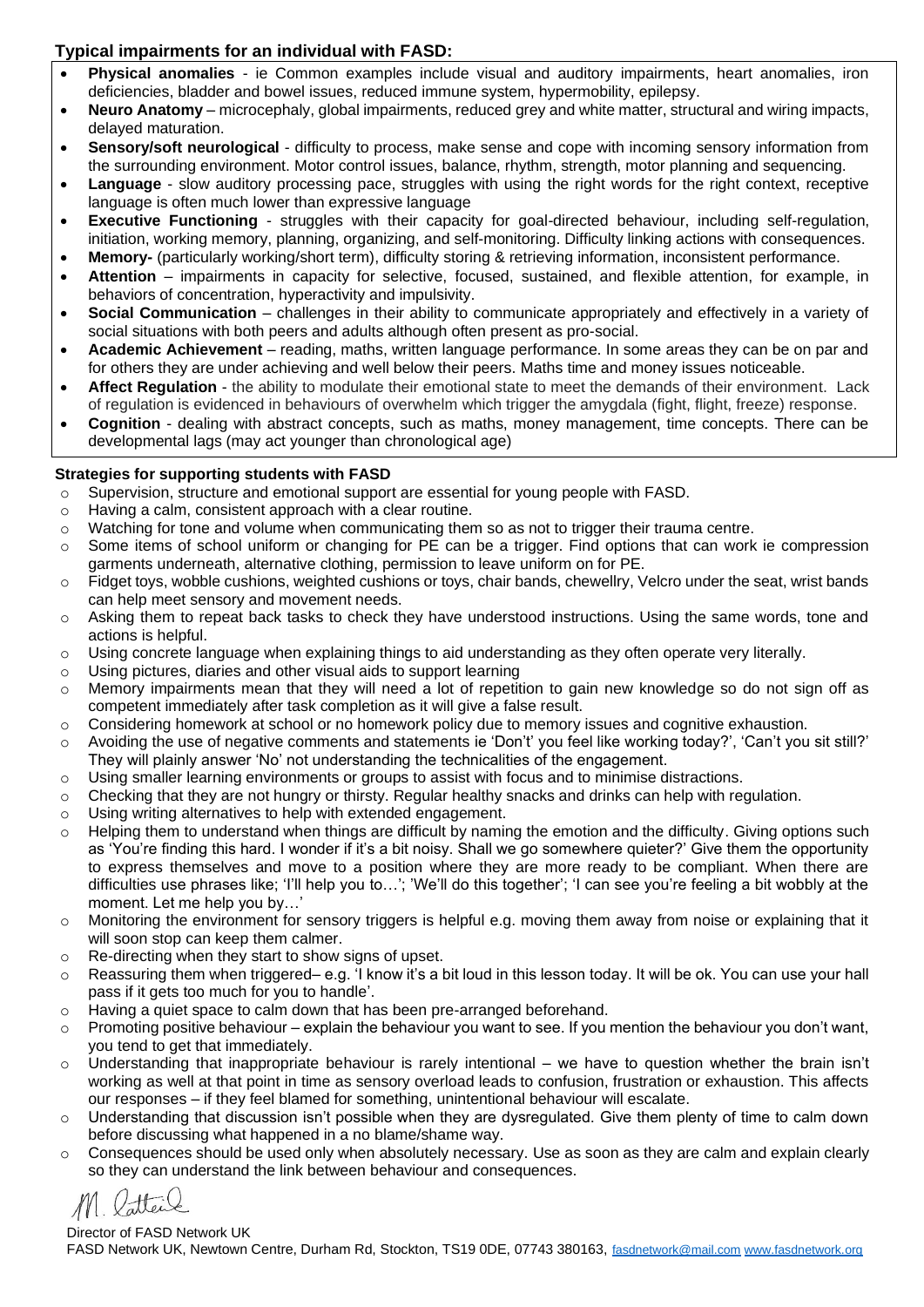### Typical impairments for an individual with FASD:

- **Physical anomalies** - ie Common examples include visual and auditory impairments, heart anomalies, iron deficiencies, bladder and bowel issues, reduced immune system, hypermobility, epilepsy.
- **Neuro Anatomy** – microcephaly, global impairments, reduced grey and white matter, structural and wiring impacts, delayed maturation.
- **Sensory/soft neurological** - difficulty to process, make sense and cope with incoming sensory information from the surrounding environment. Motor control issues, balance, rhythm, strength, motor planning and sequencing.
- **Language** - slow auditory processing pace, struggles with using the right words for the right context, receptive language is often much lower than expressive language
- **Executive Functioning** - struggles with their capacity for goal-directed behaviour, including self-regulation, initiation, working memory, planning, organizing, and self-monitoring. Difficulty linking actions with consequences.
- **Memory-** (particularly working/short term), difficulty storing & retrieving information, inconsistent performance.
- **Attention** – impairments in capacity for selective, focused, sustained, and flexible attention, for example, in behaviors of concentration, hyperactivity and impulsivity.
- **Social Communication** – challenges in their ability to communicate appropriately and effectively in a variety of social situations with both peers and adults although often present as pro-social.
- **Academic Achievement** – reading, maths, written language performance. In some areas they can be on par and for others they are under achieving and well below their peers. Maths time and money issues noticeable.
- **Affect Regulation** - the ability to modulate their emotional state to meet the demands of their environment. Lack of regulation is evidenced in behaviours of overwhelm which trigger the amygdala (fight, flight, freeze) response.
- **Cognition** - dealing with abstract concepts, such as maths, money management, time concepts. There can be developmental lags (may act younger than chronological age)

### Strategies for supporting students with FASD

- Supervision, structure and emotional support are essential for young people with FASD.
- Having a calm, consistent approach with a clear routine.
- Watching for tone and volume when communicating them so as not to trigger their trauma centre.
- Some items of school uniform or changing for PE can be a trigger. Find options that can work ie compression garments underneath, alternative clothing, permission to leave uniform on for PE.
- Fidget toys, wobble cushions, weighted cushions or toys, chair bands, chewellry, Velcro under the seat, wrist bands can help meet sensory and movement needs.
- Asking them to repeat back tasks to check they have understood instructions. Using the same words, tone and actions is helpful.
- Using concrete language when explaining things to aid understanding as they often operate very literally.
- Using pictures, diaries and other visual aids to support learning
- Memory impairments mean that they will need a lot of repetition to gain new knowledge so do not sign off as competent immediately after task completion as it will give a false result.
- Considering homework at school or no homework policy due to memory issues and cognitive exhaustion.
- Avoiding the use of negative comments and statements ie 'Don't' you feel like working today?', 'Can't you sit still?' They will plainly answer 'No' not understanding the technicalities of the engagement.
- Using smaller learning environments or groups to assist with focus and to minimise distractions.
- Checking that they are not hungry or thirsty. Regular healthy snacks and drinks can help with regulation.
- Using writing alternatives to help with extended engagement.
- Helping them to understand when things are difficult by naming the emotion and the difficulty. Giving options such as 'You're finding this hard. I wonder if it's a bit noisy. Shall we go somewhere quieter?' Give them the opportunity to express themselves and move to a position where they are more ready to be compliant. When there are difficulties use phrases like; 'I'll help you to…'; 'We'll do this together'; 'I can see you're feeling a bit wobbly at the moment. Let me help you by…'
- Monitoring the environment for sensory triggers is helpful e.g. moving them away from noise or explaining that it will soon stop can keep them calmer.
- Re-directing when they start to show signs of upset.
- Reassuring them when triggered– e.g. 'I know it's a bit loud in this lesson today. It will be ok. You can use your hall pass if it gets too much for you to handle'.
- Having a quiet space to calm down that has been pre-arranged beforehand.
- Promoting positive behaviour – explain the behaviour you want to see. If you mention the behaviour you don't want, you tend to get that immediately.
- Understanding that inappropriate behaviour is rarely intentional – we have to question whether the brain isn't working as well at that point in time as sensory overload leads to confusion, frustration or exhaustion. This affects our responses – if they feel blamed for something, unintentional behaviour will escalate.
- Understanding that discussion isn't possible when they are dysregulated. Give them plenty of time to calm down before discussing what happened in a no blame/shame way.
- Consequences should be used only when absolutely necessary. Use as soon as they are calm and explain clearly so they can understand the link between behaviour and consequences.

M. Catterick

Director of FASD Network UK
FASD Network UK, Newtown Centre, Durham Rd, Stockton, TS19 0DE, 07743 380163, fasdnetwork@mail.com www.fasdnetwork.org